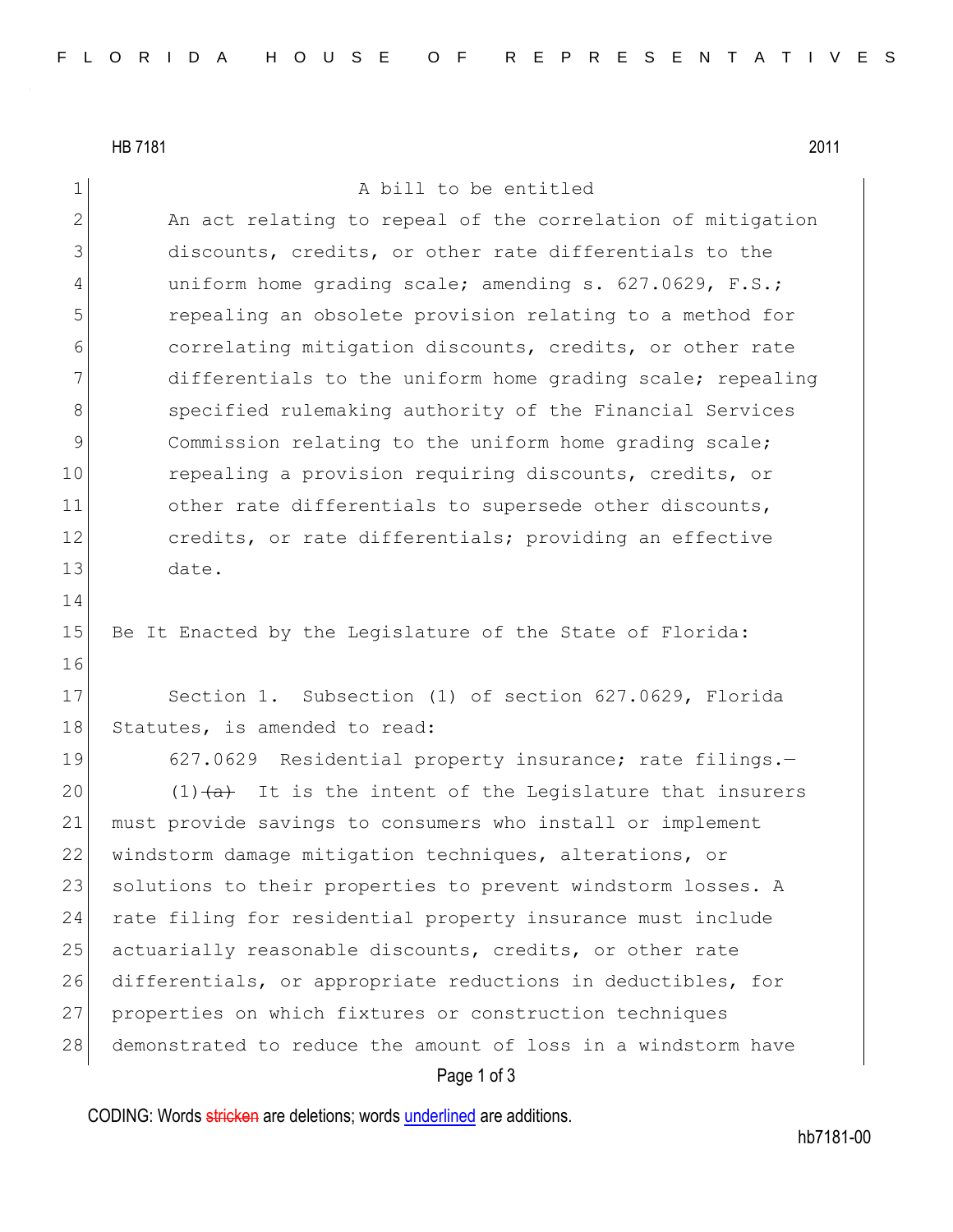A bill to be entitled

An act relating to repeal of the correlation of mitigation discounts, credits, or other rate differentials to the uniform home grading scale; amending s. 627.0629, F.S.; repealing an obsolete provision relating to a method for correlating mitigation discounts, credits, or other rate differentials to the uniform home grading scale; repealing specified rulemaking authority of the Financial Services Commission relating to the uniform home grading scale; repealing a provision requiring discounts, credits, or other rate differentials to supersede other discounts, credits, or rate differentials; providing an effective date.

Be It Enacted by the Legislature of the State of Florida:

Section 1. Subsection (1) of section 627.0629, Florida Statutes, is amended to read:

627.0629 Residential property insurance; rate filings.—

(1) ~~(a)~~ It is the intent of the Legislature that insurers must provide savings to consumers who install or implement windstorm damage mitigation techniques, alterations, or solutions to their properties to prevent windstorm losses. A rate filing for residential property insurance must include actuarially reasonable discounts, credits, or other rate differentials, or appropriate reductions in deductibles, for properties on which fixtures or construction techniques demonstrated to reduce the amount of loss in a windstorm have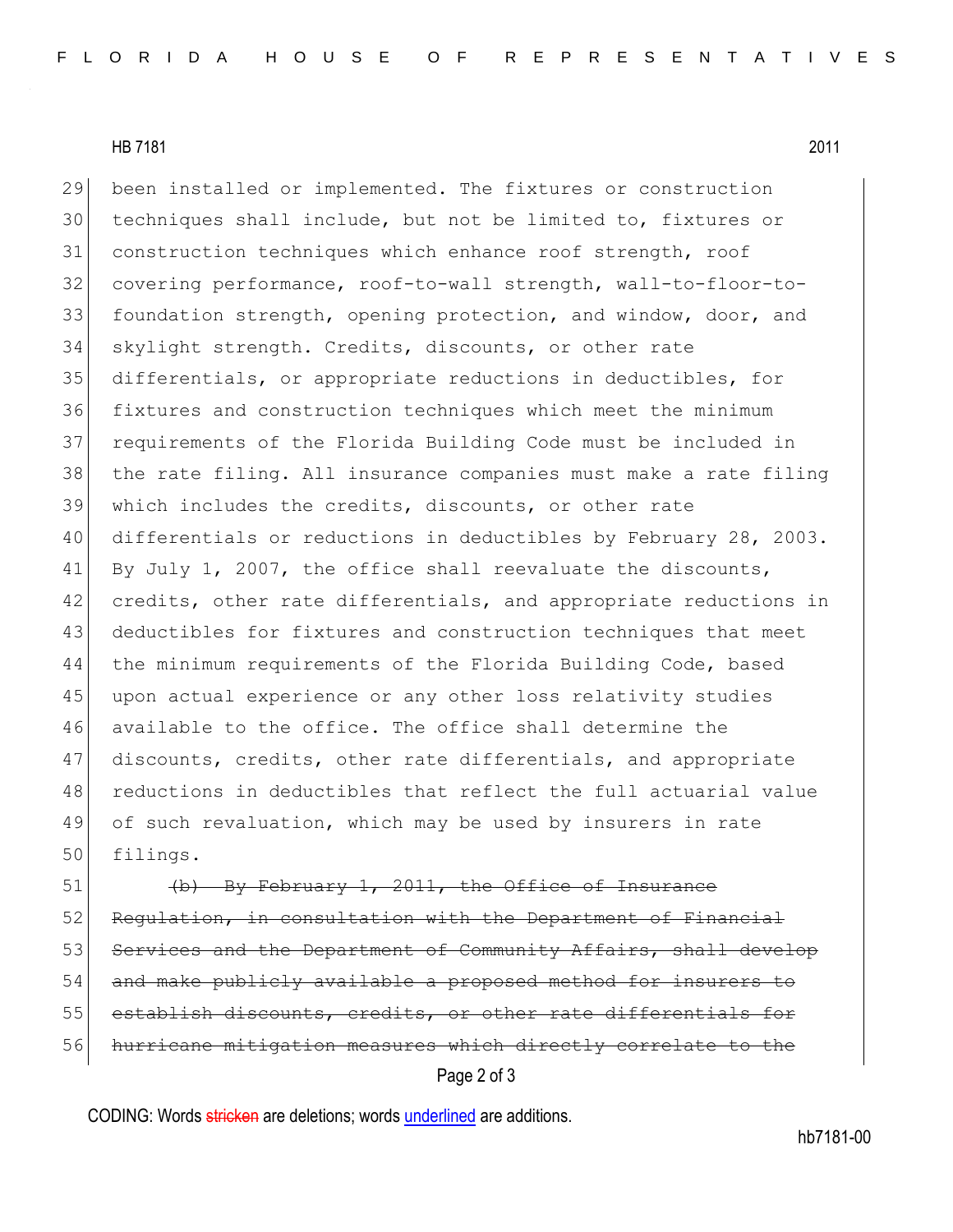been installed or implemented. The fixtures or construction techniques shall include, but not be limited to, fixtures or construction techniques which enhance roof strength, roof covering performance, roof-to-wall strength, wall-to-floor-to-foundation strength, opening protection, and window, door, and skylight strength. Credits, discounts, or other rate differentials, or appropriate reductions in deductibles, for fixtures and construction techniques which meet the minimum requirements of the Florida Building Code must be included in the rate filing. All insurance companies must make a rate filing which includes the credits, discounts, or other rate differentials or reductions in deductibles by February 28, 2003. By July 1, 2007, the office shall reevaluate the discounts, credits, other rate differentials, and appropriate reductions in deductibles for fixtures and construction techniques that meet the minimum requirements of the Florida Building Code, based upon actual experience or any other loss relativity studies available to the office. The office shall determine the discounts, credits, other rate differentials, and appropriate reductions in deductibles that reflect the full actuarial value of such revaluation, which may be used by insurers in rate filings.

~~(b) By February 1, 2011, the Office of Insurance Regulation, in consultation with the Department of Financial Services and the Department of Community Affairs, shall develop and make publicly available a proposed method for insurers to establish discounts, credits, or other rate differentials for hurricane mitigation measures which directly correlate to the~~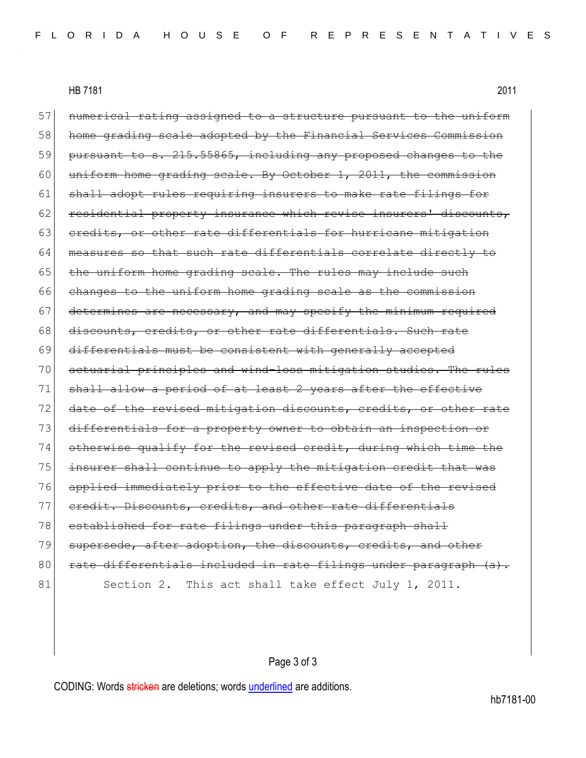HB 7181 2011

~~numerical rating assigned to a structure pursuant to the uniform home grading scale adopted by the Financial Services Commission pursuant to s. 215.55865, including any proposed changes to the uniform home grading scale. By October 1, 2011, the commission shall adopt rules requiring insurers to make rate filings for residential property insurance which revise insurers' discounts, credits, or other rate differentials for hurricane mitigation measures so that such rate differentials correlate directly to the uniform home grading scale. The rules may include such changes to the uniform home grading scale as the commission determines are necessary, and may specify the minimum required discounts, credits, or other rate differentials. Such rate differentials must be consistent with generally accepted actuarial principles and wind-loss mitigation studies. The rules shall allow a period of at least 2 years after the effective date of the revised mitigation discounts, credits, or other rate differentials for a property owner to obtain an inspection or otherwise qualify for the revised credit, during which time the insurer shall continue to apply the mitigation credit that was applied immediately prior to the effective date of the revised credit. Discounts, credits, and other rate differentials established for rate filings under this paragraph shall supersede, after adoption, the discounts, credits, and other rate differentials included in rate filings under paragraph (a).~~

Section 2. This act shall take effect July 1, 2011.

CODING: Words ~~stricken~~ are deletions; words underlined are additions.

hb7181-00